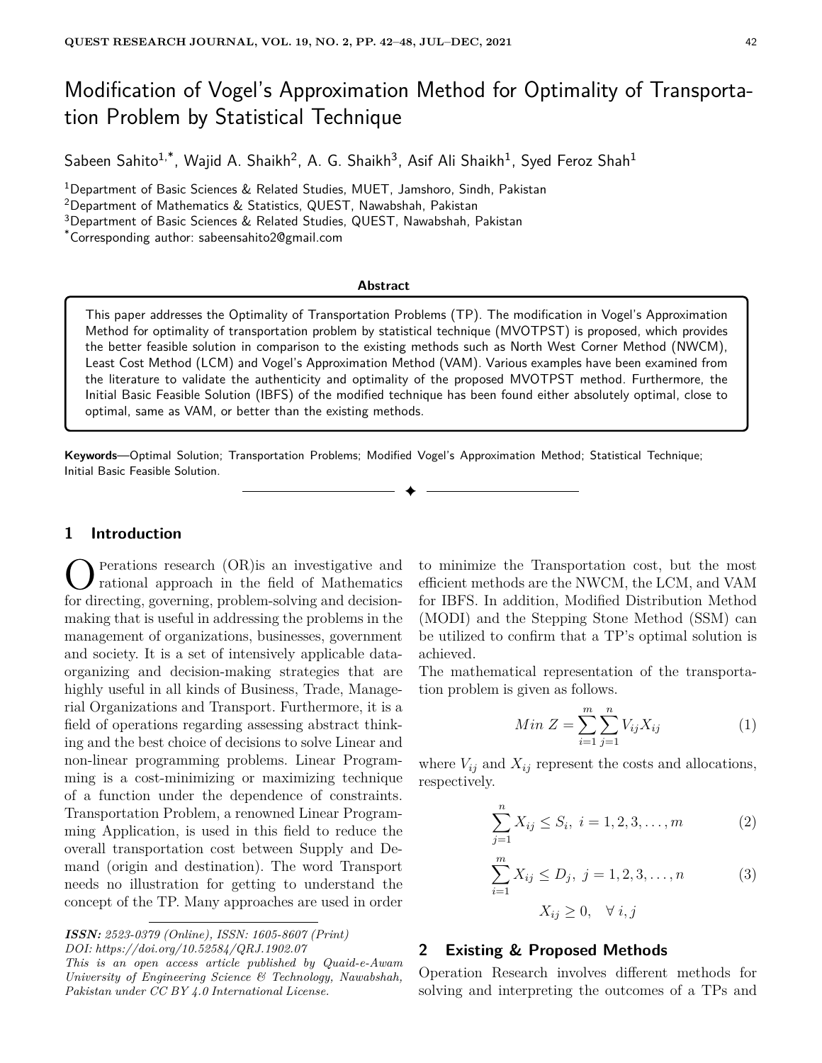# Modification of Vogel's Approximation Method for Optimality of Transportation Problem by Statistical Technique

Sabeen Sahito[1,*], Wajid A. Shaikh[2], A. G. Shaikh[3], Asif Ali Shaikh[1], Syed Feroz Shah[1]

[1]Department of Basic Sciences & Related Studies, MUET, Jamshoro, Sindh, Pakistan
[2]Department of Mathematics & Statistics, QUEST, Nawabshah, Pakistan
[3]Department of Basic Sciences & Related Studies, QUEST, Nawabshah, Pakistan
[*]Corresponding author: sabeensahito2@gmail.com

**Abstract**

This paper addresses the Optimality of Transportation Problems (TP). The modification in Vogel's Approximation Method for optimality of transportation problem by statistical technique (MVOTPST) is proposed, which provides the better feasible solution in comparison to the existing methods such as North West Corner Method (NWCM), Least Cost Method (LCM) and Vogel's Approximation Method (VAM). Various examples have been examined from the literature to validate the authenticity and optimality of the proposed MVOTPST method. Furthermore, the Initial Basic Feasible Solution (IBFS) of the modified technique has been found either absolutely optimal, close to optimal, same as VAM, or better than the existing methods.

**Keywords**—Optimal Solution; Transportation Problems; Modified Vogel's Approximation Method; Statistical Technique; Initial Basic Feasible Solution.

## 1 Introduction

Operations research (OR)is an investigative and rational approach in the field of Mathematics for directing, governing, problem-solving and decision-making that is useful in addressing the problems in the management of organizations, businesses, government and society. It is a set of intensively applicable data-organizing and decision-making strategies that are highly useful in all kinds of Business, Trade, Managerial Organizations and Transport. Furthermore, it is a field of operations regarding assessing abstract thinking and the best choice of decisions to solve Linear and non-linear programming problems. Linear Programming is a cost-minimizing or maximizing technique of a function under the dependence of constraints. Transportation Problem, a renowned Linear Programming Application, is used in this field to reduce the overall transportation cost between Supply and Demand (origin and destination). The word Transport needs no illustration for getting to understand the concept of the TP. Many approaches are used in order to minimize the Transportation cost, but the most efficient methods are the NWCM, the LCM, and VAM for IBFS. In addition, Modified Distribution Method (MODI) and the Stepping Stone Method (SSM) can be utilized to confirm that a TP's optimal solution is achieved.

The mathematical representation of the transportation problem is given as follows.

$$Min\ Z = \sum_{i=1}^{m}\sum_{j=1}^{n} V_{ij}X_{ij} \tag{1}$$

where $V_{ij}$ and $X_{ij}$ represent the costs and allocations, respectively.

$$\sum_{j=1}^{n} X_{ij} \leq S_i,\ i = 1, 2, 3, \ldots, m \tag{2}$$

$$\sum_{i=1}^{m} X_{ij} \leq D_j,\ j = 1, 2, 3, \ldots, n \tag{3}$$

$$X_{ij} \geq 0, \quad \forall\ i, j$$

## 2 Existing & Proposed Methods

Operation Research involves different methods for solving and interpreting the outcomes of a TPs and

*ISSN: 2523-0379 (Online), ISSN: 1605-8607 (Print)*
*DOI: https://doi.org/10.52584/QRJ.1902.07*
*This is an open access article published by Quaid-e-Awam University of Engineering Science & Technology, Nawabshah, Pakistan under CC BY 4.0 International License.*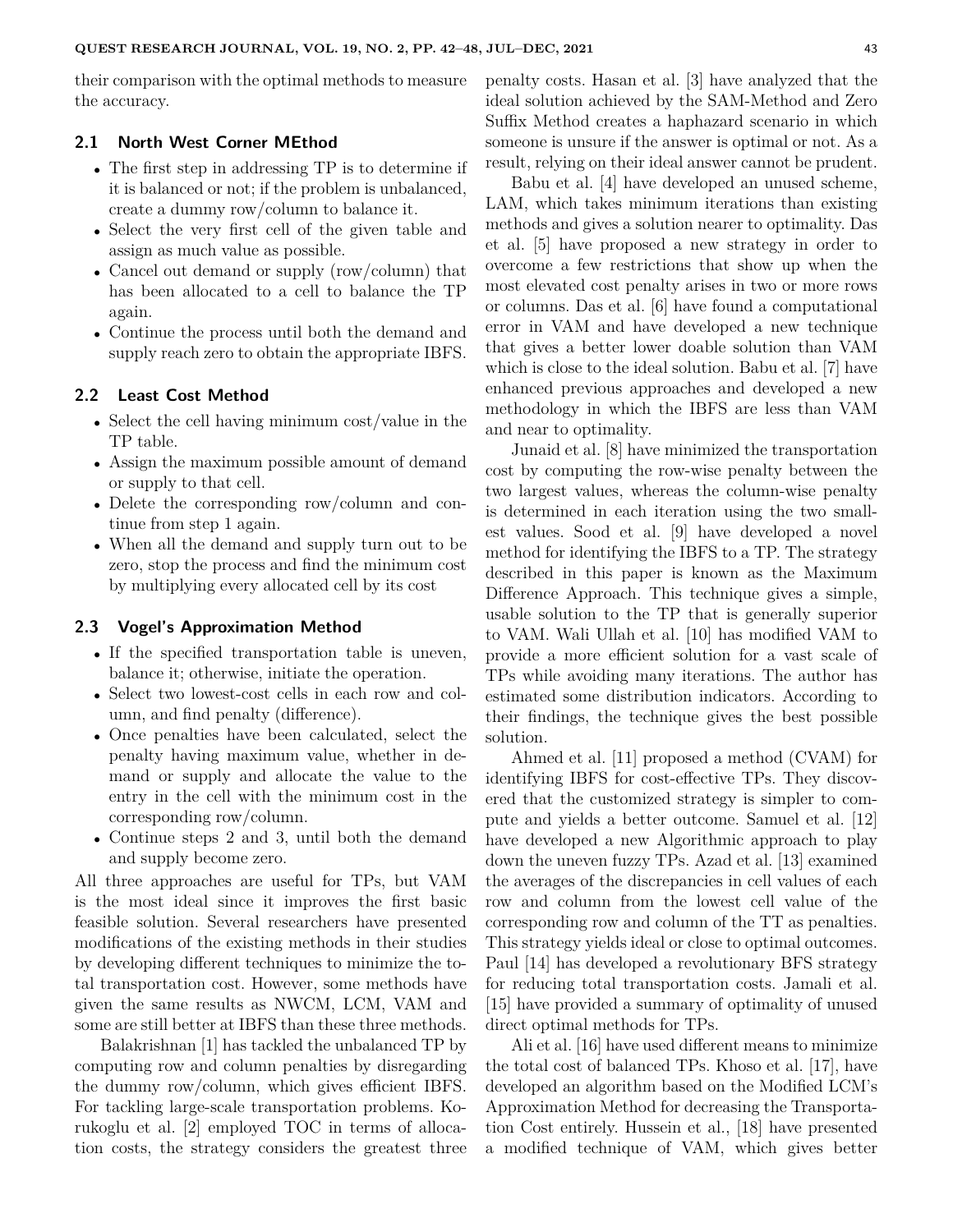their comparison with the optimal methods to measure the accuracy.

### 2.1 North West Corner MEthod

- The first step in addressing TP is to determine if it is balanced or not; if the problem is unbalanced, create a dummy row/column to balance it.
- Select the very first cell of the given table and assign as much value as possible.
- Cancel out demand or supply (row/column) that has been allocated to a cell to balance the TP again.
- Continue the process until both the demand and supply reach zero to obtain the appropriate IBFS.

### 2.2 Least Cost Method

- Select the cell having minimum cost/value in the TP table.
- Assign the maximum possible amount of demand or supply to that cell.
- Delete the corresponding row/column and continue from step 1 again.
- When all the demand and supply turn out to be zero, stop the process and find the minimum cost by multiplying every allocated cell by its cost

### 2.3 Vogel's Approximation Method

- If the specified transportation table is uneven, balance it; otherwise, initiate the operation.
- Select two lowest-cost cells in each row and column, and find penalty (difference).
- Once penalties have been calculated, select the penalty having maximum value, whether in demand or supply and allocate the value to the entry in the cell with the minimum cost in the corresponding row/column.
- Continue steps 2 and 3, until both the demand and supply become zero.

All three approaches are useful for TPs, but VAM is the most ideal since it improves the first basic feasible solution. Several researchers have presented modifications of the existing methods in their studies by developing different techniques to minimize the total transportation cost. However, some methods have given the same results as NWCM, LCM, VAM and some are still better at IBFS than these three methods.

Balakrishnan [1] has tackled the unbalanced TP by computing row and column penalties by disregarding the dummy row/column, which gives efficient IBFS. For tackling large-scale transportation problems. Korukoglu et al. [2] employed TOC in terms of allocation costs, the strategy considers the greatest three penalty costs. Hasan et al. [3] have analyzed that the ideal solution achieved by the SAM-Method and Zero Suffix Method creates a haphazard scenario in which someone is unsure if the answer is optimal or not. As a result, relying on their ideal answer cannot be prudent.

Babu et al. [4] have developed an unused scheme, LAM, which takes minimum iterations than existing methods and gives a solution nearer to optimality. Das et al. [5] have proposed a new strategy in order to overcome a few restrictions that show up when the most elevated cost penalty arises in two or more rows or columns. Das et al. [6] have found a computational error in VAM and have developed a new technique that gives a better lower doable solution than VAM which is close to the ideal solution. Babu et al. [7] have enhanced previous approaches and developed a new methodology in which the IBFS are less than VAM and near to optimality.

Junaid et al. [8] have minimized the transportation cost by computing the row-wise penalty between the two largest values, whereas the column-wise penalty is determined in each iteration using the two smallest values. Sood et al. [9] have developed a novel method for identifying the IBFS to a TP. The strategy described in this paper is known as the Maximum Difference Approach. This technique gives a simple, usable solution to the TP that is generally superior to VAM. Wali Ullah et al. [10] has modified VAM to provide a more efficient solution for a vast scale of TPs while avoiding many iterations. The author has estimated some distribution indicators. According to their findings, the technique gives the best possible solution.

Ahmed et al. [11] proposed a method (CVAM) for identifying IBFS for cost-effective TPs. They discovered that the customized strategy is simpler to compute and yields a better outcome. Samuel et al. [12] have developed a new Algorithmic approach to play down the uneven fuzzy TPs. Azad et al. [13] examined the averages of the discrepancies in cell values of each row and column from the lowest cell value of the corresponding row and column of the TT as penalties. This strategy yields ideal or close to optimal outcomes. Paul [14] has developed a revolutionary BFS strategy for reducing total transportation costs. Jamali et al. [15] have provided a summary of optimality of unused direct optimal methods for TPs.

Ali et al. [16] have used different means to minimize the total cost of balanced TPs. Khoso et al. [17], have developed an algorithm based on the Modified LCM's Approximation Method for decreasing the Transportation Cost entirely. Hussein et al., [18] have presented a modified technique of VAM, which gives better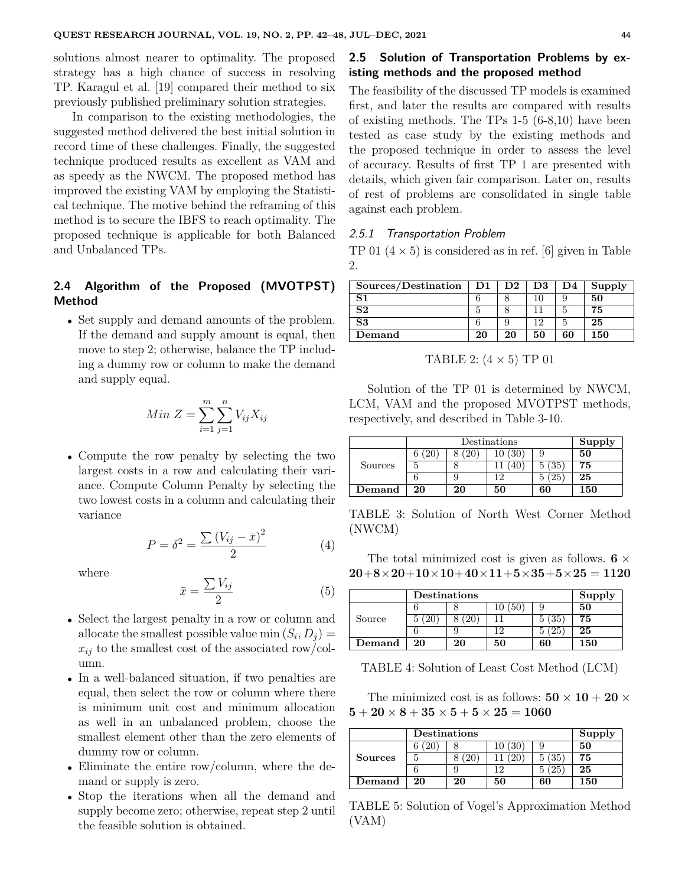solutions almost nearer to optimality. The proposed strategy has a high chance of success in resolving TP. Karagul et al. [19] compared their method to six previously published preliminary solution strategies.

In comparison to the existing methodologies, the suggested method delivered the best initial solution in record time of these challenges. Finally, the suggested technique produced results as excellent as VAM and as speedy as the NWCM. The proposed method has improved the existing VAM by employing the Statistical technique. The motive behind the reframing of this method is to secure the IBFS to reach optimality. The proposed technique is applicable for both Balanced and Unbalanced TPs.

## 2.4 Algorithm of the Proposed (MVOTPST) Method

- Set supply and demand amounts of the problem. If the demand and supply amount is equal, then move to step 2; otherwise, balance the TP including a dummy row or column to make the demand and supply equal.

$$Min\ Z = \sum_{i=1}^{m}\sum_{j=1}^{n} V_{ij}X_{ij}$$

- Compute the row penalty by selecting the two largest costs in a row and calculating their variance. Compute Column Penalty by selecting the two lowest costs in a column and calculating their variance

$$P = \delta^2 = \frac{\sum (V_{ij} - \bar{x})^2}{2} \tag{4}$$

where

$$\bar{x} = \frac{\sum V_{ij}}{2} \tag{5}$$

- Select the largest penalty in a row or column and allocate the smallest possible value $\min(S_i, D_j) = x_{ij}$ to the smallest cost of the associated row/column.
- In a well-balanced situation, if two penalties are equal, then select the row or column where there is minimum unit cost and minimum allocation as well in an unbalanced problem, choose the smallest element other than the zero elements of dummy row or column.
- Eliminate the entire row/column, where the demand or supply is zero.
- Stop the iterations when all the demand and supply become zero; otherwise, repeat step 2 until the feasible solution is obtained.

## 2.5 Solution of Transportation Problems by existing methods and the proposed method

The feasibility of the discussed TP models is examined first, and later the results are compared with results of existing methods. The TPs 1-5 (6-8,10) have been tested as case study by the existing methods and the proposed technique in order to assess the level of accuracy. Results of first TP 1 are presented with details, which given fair comparison. Later on, results of rest of problems are consolidated in single table against each problem.

### *2.5.1 Transportation Problem*

TP 01 $(4 \times 5)$ is considered as in ref. [6] given in Table 2.

| Sources/Destination | D1 | D2 | D3 | D4 | Supply |
|---|---|---|---|---|---|
| **S1** | 6 | 8 | 10 | 9 | **50** |
| **S2** | 5 | 8 | 11 | 5 | **75** |
| **S3** | 6 | 9 | 12 | 5 | **25** |
| **Demand** | **20** | **20** | **50** | **60** | **150** |

TABLE 2: $(4 \times 5)$ TP 01

Solution of the TP 01 is determined by NWCM, LCM, VAM and the proposed MVOTPST methods, respectively, and described in Table 3-10.

| | Destinations | | | | **Supply** |
|---|---|---|---|---|---|
| Sources | 6 (20) | 8 (20) | 10 (30) | 9 | **50** |
| | 5 | 8 | 11 (40) | 5 (35) | **75** |
| | 6 | 9 | 12 | 5 (25) | **25** |
| **Demand** | **20** | **20** | **50** | **60** | **150** |

TABLE 3: Solution of North West Corner Method (NWCM)

The total minimized cost is given as follows. $\mathbf{6 \times 20 + 8 \times 20 + 10 \times 10 + 40 \times 11 + 5 \times 35 + 5 \times 25 = 1120}$

| | **Destinations** | | | | **Supply** |
|---|---|---|---|---|---|
| Source | 6 | 8 | 10 (50) | 9 | **50** |
| | 5 (20) | 8 (20) | 11 | 5 (35) | **75** |
| | 6 | 9 | 12 | 5 (25) | **25** |
| **Demand** | **20** | **20** | **50** | **60** | **150** |

TABLE 4: Solution of Least Cost Method (LCM)

The minimized cost is as follows: $\mathbf{50 \times 10 + 20 \times 5 + 20 \times 8 + 35 \times 5 + 5 \times 25 = 1060}$

| | **Destinations** | | | | **Supply** |
|---|---|---|---|---|---|
| **Sources** | 6 (20) | 8 | 10 (30) | 9 | **50** |
| | 5 | 8 (20) | 11 (20) | 5 (35) | **75** |
| | 6 | 9 | 12 | 5 (25) | **25** |
| **Demand** | **20** | **20** | **50** | **60** | **150** |

TABLE 5: Solution of Vogel's Approximation Method (VAM)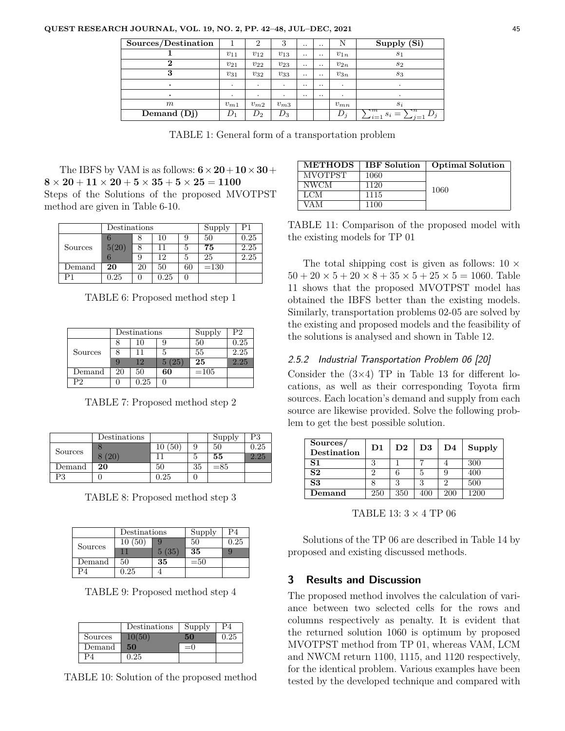| Sources/Destination | 1 | 2 | 3 | .. | .. | N | Supply (Si) |
|---|---|---|---|---|---|---|---|
| **1** | $v_{11}$ | $v_{12}$ | $v_{13}$ | .. | .. | $v_{1n}$ | $s_1$ |
| **2** | $v_{21}$ | $v_{22}$ | $v_{23}$ | .. | .. | $v_{2n}$ | $s_2$ |
| **3** | $v_{31}$ | $v_{32}$ | $v_{33}$ | .. | .. | $v_{3n}$ | $s_3$ |
| **.** | . | . | . | .. | .. | . | . |
| **.** | . | . | . | .. | .. | . | . |
| $m$ | $v_{m1}$ | $v_{m2}$ | $v_{m3}$ | | | $v_{mn}$ | $s_i$ |
| **Demand (Dj)** | $D_1$ | $D_2$ | $D_3$ | | | $D_j$ | $\sum_{i=1}^{m} s_i = \sum_{j=1}^{n} D_j$ |

TABLE 1: General form of a transportation problem

The IBFS by VAM is as follows: $\mathbf{6 \times 20 + 10 \times 30 + 8 \times 20 + 11 \times 20 + 5 \times 35 + 5 \times 25 = 1100}$

Steps of the Solutions of the proposed MVOTPST method are given in Table 6-10.

| | Destinations | | | | Supply | P1 |
|---|---|---|---|---|---|---|
| Sources | 6 | 8 | 10 | 9 | 50 | 0.25 |
| | 5(20) | 8 | 11 | 5 | **75** | 2.25 |
| | 6 | 9 | 12 | 5 | 25 | 2.25 |
| Demand | **20** | 20 | 50 | 60 | =130 | |
| P1 | 0.25 | 0 | 0.25 | 0 | | |

TABLE 6: Proposed method step 1

| | Destinations | | | Supply | P2 |
|---|---|---|---|---|---|
| Sources | 8 | 10 | 9 | 50 | 0.25 |
| | 8 | 11 | 5 | 55 | 2.25 |
| | 9 | 12 | 5 (25) | **25** | 2.25 |
| Demand | 20 | 50 | **60** | =105 | |
| P2 | 0 | 0.25 | 0 | | |

TABLE 7: Proposed method step 2

| | Destinations | | | Supply | P3 |
|---|---|---|---|---|---|
| Sources | 8 | 10 (50) | 9 | 50 | 0.25 |
| | 8 (20) | 11 | 5 | **55** | 2.25 |
| Demand | **20** | 50 | 35 | =85 | |
| P3 | 0 | 0.25 | 0 | | |

TABLE 8: Proposed method step 3

| | Destinations | | Supply | P4 |
|---|---|---|---|---|
| Sources | 10 (50) | 9 | 50 | 0.25 |
| | 11 | 5 (35) | **35** | 9 |
| Demand | 50 | **35** | =50 | |
| P4 | 0.25 | 4 | | |

TABLE 9: Proposed method step 4

| | Destinations | Supply | P4 |
|---|---|---|---|
| Sources | 10(50) | **50** | 0.25 |
| Demand | **50** | =0 | |
| P4 | 0.25 | | |

TABLE 10: Solution of the proposed method

| METHODS | IBF Solution | Optimal Solution |
|---|---|---|
| MVOTPST | 1060 | 1060 |
| NWCM | 1120 | |
| LCM | 1115 | |
| VAM | 1100 | |

TABLE 11: Comparison of the proposed model with the existing models for TP 01

The total shipping cost is given as follows: $10 \times 50 + 20 \times 5 + 20 \times 8 + 35 \times 5 + 25 \times 5 = 1060$. Table 11 shows that the proposed MVOTPST model has obtained the IBFS better than the existing models. Similarly, transportation problems 02-05 are solved by the existing and proposed models and the feasibility of the solutions is analysed and shown in Table 12.

### *2.5.2 Industrial Transportation Problem 06 [20]*

Consider the (3×4) TP in Table 13 for different locations, as well as their corresponding Toyota firm sources. Each location's demand and supply from each source are likewise provided. Solve the following problem to get the best possible solution.

| Sources/ Destination | D1 | D2 | D3 | D4 | Supply |
|---|---|---|---|---|---|
| **S1** | 3 | 1 | 7 | 4 | 300 |
| **S2** | 2 | 6 | 5 | 9 | 400 |
| **S3** | 8 | 3 | 3 | 2 | 500 |
| **Demand** | 250 | 350 | 400 | 200 | 1200 |

TABLE 13: 3 × 4 TP 06

Solutions of the TP 06 are described in Table 14 by proposed and existing discussed methods.

## 3 Results and Discussion

The proposed method involves the calculation of variance between two selected cells for the rows and columns respectively as penalty. It is evident that the returned solution 1060 is optimum by proposed MVOTPST method from TP 01, whereas VAM, LCM and NWCM return 1100, 1115, and 1120 respectively, for the identical problem. Various examples have been tested by the developed technique and compared with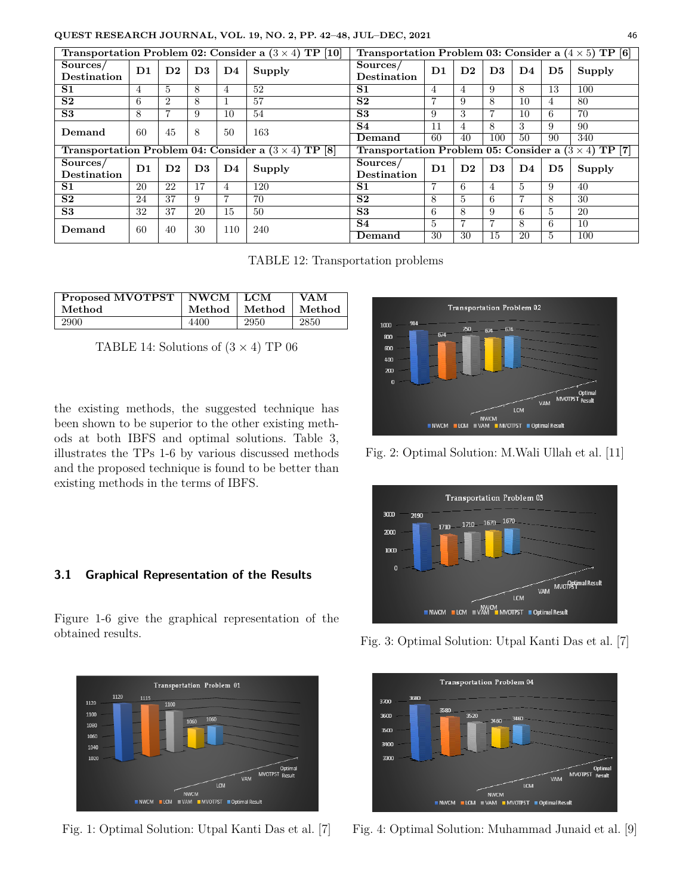| Transportation Problem 02: Consider a $(3 \times 4)$ TP [10] | | | | | |
|---|---|---|---|---|---|
| Sources/ Destination | D1 | D2 | D3 | D4 | Supply |
| S1 | 4 | 5 | 8 | 4 | 52 |
| S2 | 6 | 2 | 8 | 1 | 57 |
| S3 | 8 | 7 | 9 | 10 | 54 |
| Demand | 60 | 45 | 8 | 50 | 163 |

| Transportation Problem 03: Consider a $(4 \times 5)$ TP [6] | | | | | | |
|---|---|---|---|---|---|---|
| Sources/ Destination | D1 | D2 | D3 | D4 | D5 | Supply |
| S1 | 4 | 4 | 9 | 8 | 13 | 100 |
| S2 | 7 | 9 | 8 | 10 | 4 | 80 |
| S3 | 9 | 3 | 7 | 10 | 6 | 70 |
| S4 | 11 | 4 | 8 | 3 | 9 | 90 |
| Demand | 60 | 40 | 100 | 50 | 90 | 340 |

| Transportation Problem 04: Consider a $(3 \times 4)$ TP [8] | | | | | |
|---|---|---|---|---|---|
| Sources/ Destination | D1 | D2 | D3 | D4 | Supply |
| S1 | 20 | 22 | 17 | 4 | 120 |
| S2 | 24 | 37 | 9 | 7 | 70 |
| S3 | 32 | 37 | 20 | 15 | 50 |
| Demand | 60 | 40 | 30 | 110 | 240 |

| Transportation Problem 05: Consider a $(3 \times 4)$ TP [7] | | | | | | |
|---|---|---|---|---|---|---|
| Sources/ Destination | D1 | D2 | D3 | D4 | D5 | Supply |
| S1 | 7 | 6 | 4 | 5 | 9 | 40 |
| S2 | 8 | 5 | 6 | 7 | 8 | 30 |
| S3 | 6 | 8 | 9 | 6 | 5 | 20 |
| S4 | 5 | 7 | 7 | 8 | 6 | 10 |
| Demand | 30 | 30 | 15 | 20 | 5 | 100 |

TABLE 12: Transportation problems

| Proposed MVOTPST Method | NWCM Method | LCM Method | VAM Method |
|---|---|---|---|
| 2900 | 4400 | 2950 | 2850 |

TABLE 14: Solutions of $(3 \times 4)$ TP 06

the existing methods, the suggested technique has been shown to be superior to the other existing methods at both IBFS and optimal solutions. Table 3, illustrates the TPs 1-6 by various discussed methods and the proposed technique is found to be better than existing methods in the terms of IBFS.

### 3.1 Graphical Representation of the Results

Figure 1-6 give the graphical representation of the obtained results.

Fig. 1: Optimal Solution: Utpal Kanti Das et al. [7]

Fig. 2: Optimal Solution: M.Wali Ullah et al. [11]

Fig. 3: Optimal Solution: Utpal Kanti Das et al. [7]

Fig. 4: Optimal Solution: Muhammad Junaid et al. [9]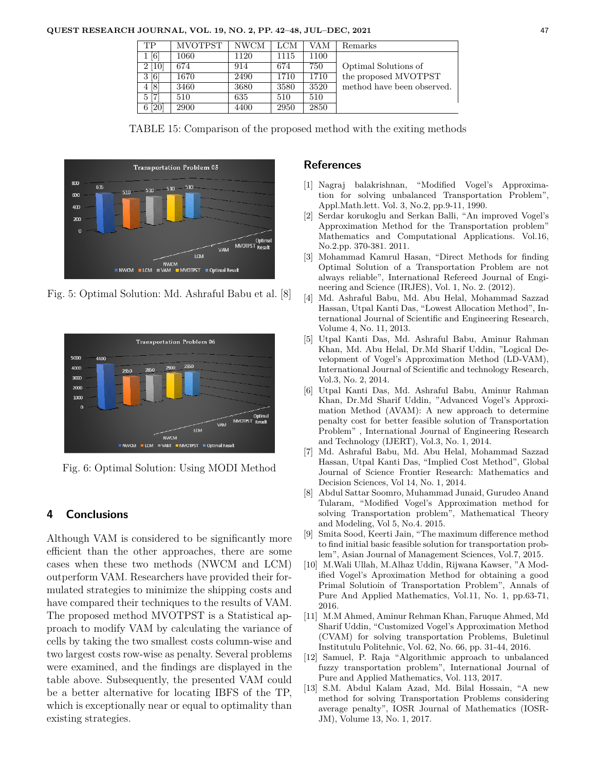| TP | MVOTPST | NWCM | LCM | VAM | Remarks |
|---|---|---|---|---|---|
| 1 [6] | 1060 | 1120 | 1115 | 1100 | Optimal Solutions of the proposed MVOTPST method have been observed. |
| 2 [10] | 674 | 914 | 674 | 750 | |
| 3 [6] | 1670 | 2490 | 1710 | 1710 | |
| 4 [8] | 3460 | 3680 | 3580 | 3520 | |
| 5 [7] | 510 | 635 | 510 | 510 | |
| 6 [20] | 2900 | 4400 | 2950 | 2850 | |

TABLE 15: Comparison of the proposed method with the exiting methods

Fig. 5: Optimal Solution: Md. Ashraful Babu et al. [8]

Fig. 6: Optimal Solution: Using MODI Method

## 4 Conclusions

Although VAM is considered to be significantly more efficient than the other approaches, there are some cases when these two methods (NWCM and LCM) outperform VAM. Researchers have provided their formulated strategies to minimize the shipping costs and have compared their techniques to the results of VAM. The proposed method MVOTPST is a Statistical approach to modify VAM by calculating the variance of cells by taking the two smallest costs column-wise and two largest costs row-wise as penalty. Several problems were examined, and the findings are displayed in the table above. Subsequently, the presented VAM could be a better alternative for locating IBFS of the TP, which is exceptionally near or equal to optimality than existing strategies.

## References

[1] Nagraj balakrishnan, "Modified Vogel's Approximation for solving unbalanced Transportation Problem", Appl.Math.lett. Vol. 3, No.2, pp.9-11, 1990.

[2] Serdar korukoglu and Serkan Balli, "An improved Vogel's Approximation Method for the Transportation problem" Mathematics and Computational Applications. Vol.16, No.2.pp. 370-381. 2011.

[3] Mohammad Kamrul Hasan, "Direct Methods for finding Optimal Solution of a Transportation Problem are not always reliable", International Refereed Journal of Engineering and Science (IRJES), Vol. 1, No. 2. (2012).

[4] Md. Ashraful Babu, Md. Abu Helal, Mohammad Sazzad Hassan, Utpal Kanti Das, "Lowest Allocation Method", International Journal of Scientific and Engineering Research, Volume 4, No. 11, 2013.

[5] Utpal Kanti Das, Md. Ashraful Babu, Aminur Rahman Khan, Md. Abu Helal, Dr.Md Sharif Uddin, "Logical Development of Vogel's Approximation Method (LD-VAM), International Journal of Scientific and technology Research, Vol.3, No. 2, 2014.

[6] Utpal Kanti Das, Md. Ashraful Babu, Aminur Rahman Khan, Dr.Md Sharif Uddin, "Advanced Vogel's Approximation Method (AVAM): A new approach to determine penalty cost for better feasible solution of Transportation Problem" , International Journal of Engineering Research and Technology (IJERT), Vol.3, No. 1, 2014.

[7] Md. Ashraful Babu, Md. Abu Helal, Mohammad Sazzad Hassan, Utpal Kanti Das, "Implied Cost Method", Global Journal of Science Frontier Research: Mathematics and Decision Sciences, Vol 14, No. 1, 2014.

[8] Abdul Sattar Soomro, Muhammad Junaid, Gurudeo Anand Tularam, "Modified Vogel's Approximation method for solving Transportation problem", Mathematical Theory and Modeling, Vol 5, No.4. 2015.

[9] Smita Sood, Keerti Jain, "The maximum difference method to find initial basic feasible solution for transportation problem", Asian Journal of Management Sciences, Vol.7, 2015.

[10] M.Wali Ullah, M.Alhaz Uddin, Rijwana Kawser, "A Modified Vogel's Aproximation Method for obtaining a good Primal Solutioin of Transportation Problem", Annals of Pure And Applied Mathematics, Vol.11, No. 1, pp.63-71, 2016.

[11] M.M Ahmed, Aminur Rehman Khan, Faruque Ahmed, Md Sharif Uddin, "Customized Vogel's Approximation Method (CVAM) for solving transportation Problems, Buletinul Institutulu Politehnic, Vol. 62, No. 66, pp. 31-44, 2016.

[12] Samuel, P. Raja "Algorithmic approach to unbalanced fuzzy transportation problem", International Journal of Pure and Applied Mathematics, Vol. 113, 2017.

[13] S.M. Abdul Kalam Azad, Md. Bilal Hossain, "A new method for solving Transportation Problems considering average penalty", IOSR Journal of Mathematics (IOSR-JM), Volume 13, No. 1, 2017.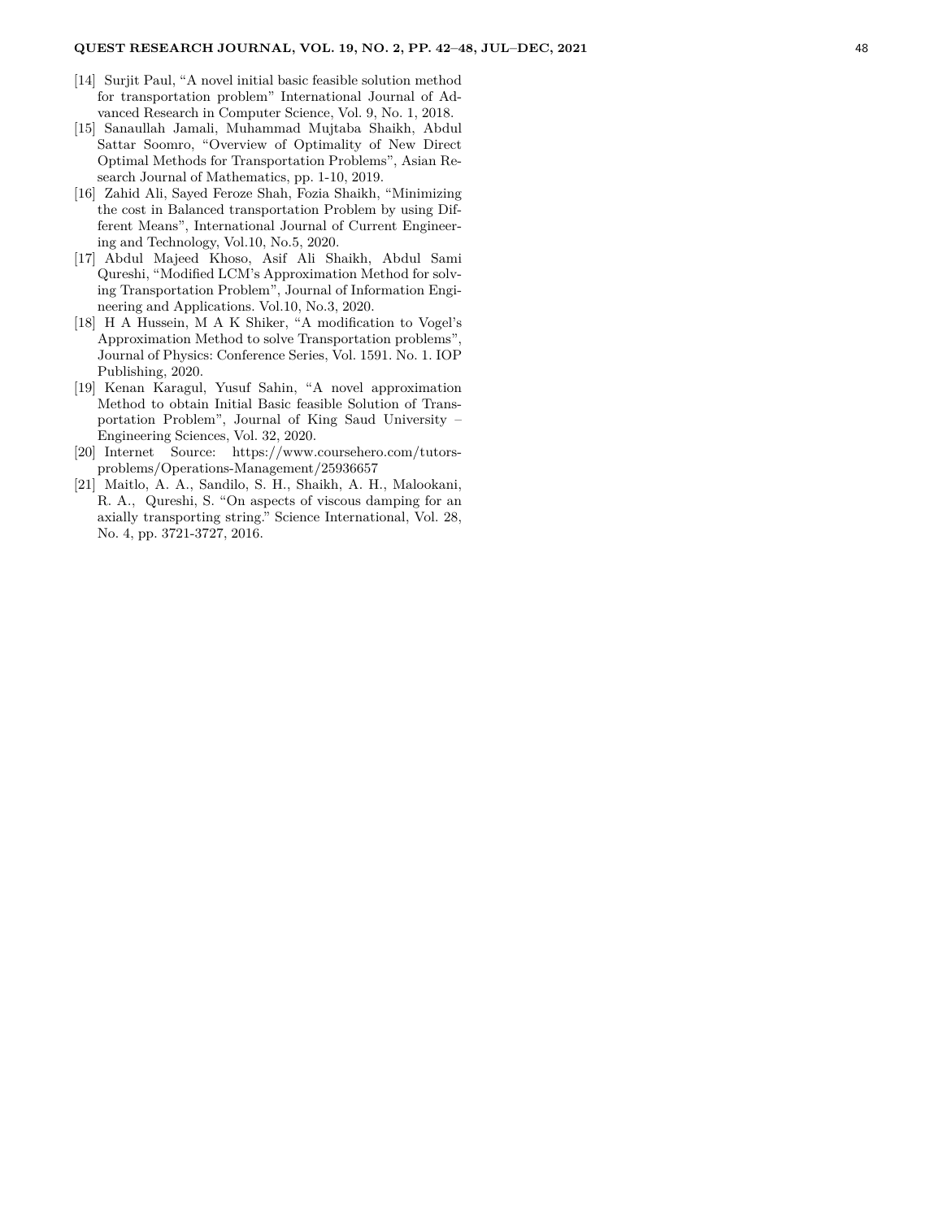[14] Surjit Paul, "A novel initial basic feasible solution method for transportation problem" International Journal of Advanced Research in Computer Science, Vol. 9, No. 1, 2018.

[15] Sanaullah Jamali, Muhammad Mujtaba Shaikh, Abdul Sattar Soomro, "Overview of Optimality of New Direct Optimal Methods for Transportation Problems", Asian Research Journal of Mathematics, pp. 1-10, 2019.

[16] Zahid Ali, Sayed Feroze Shah, Fozia Shaikh, "Minimizing the cost in Balanced transportation Problem by using Different Means", International Journal of Current Engineering and Technology, Vol.10, No.5, 2020.

[17] Abdul Majeed Khoso, Asif Ali Shaikh, Abdul Sami Qureshi, "Modified LCM's Approximation Method for solving Transportation Problem", Journal of Information Engineering and Applications. Vol.10, No.3, 2020.

[18] H A Hussein, M A K Shiker, "A modification to Vogel's Approximation Method to solve Transportation problems", Journal of Physics: Conference Series, Vol. 1591. No. 1. IOP Publishing, 2020.

[19] Kenan Karagul, Yusuf Sahin, "A novel approximation Method to obtain Initial Basic feasible Solution of Transportation Problem", Journal of King Saud University – Engineering Sciences, Vol. 32, 2020.

[20] Internet Source: https://www.coursehero.com/tutors-problems/Operations-Management/25936657

[21] Maitlo, A. A., Sandilo, S. H., Shaikh, A. H., Malookani, R. A., Qureshi, S. "On aspects of viscous damping for an axially transporting string." Science International, Vol. 28, No. 4, pp. 3721-3727, 2016.